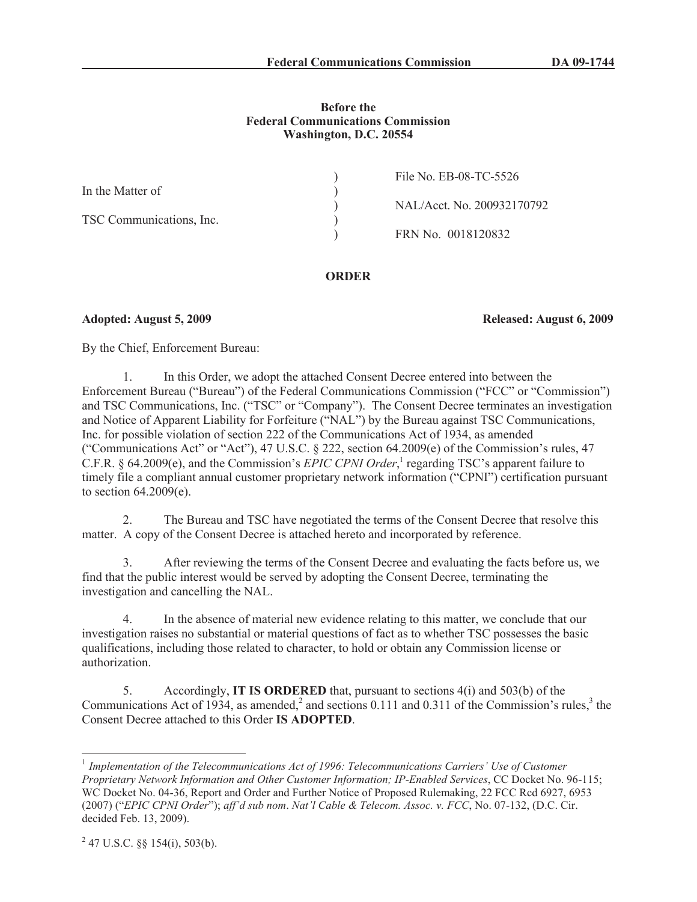**Before the**
**Federal Communications Commission**
**Washington, D.C. 20554**

| | | |
|---|---|---|
| In the Matter of | ) | File No. EB-08-TC-5526 |
| | ) | NAL/Acct. No. 200932170792 |
| TSC Communications, Inc. | ) | FRN No. 0018120832 |

**ORDER**

**Adopted: August 5, 2009** **Released: August 6, 2009**

By the Chief, Enforcement Bureau:

1. In this Order, we adopt the attached Consent Decree entered into between the Enforcement Bureau ("Bureau") of the Federal Communications Commission ("FCC" or "Commission") and TSC Communications, Inc. ("TSC" or "Company"). The Consent Decree terminates an investigation and Notice of Apparent Liability for Forfeiture ("NAL") by the Bureau against TSC Communications, Inc. for possible violation of section 222 of the Communications Act of 1934, as amended ("Communications Act" or "Act"), 47 U.S.C. § 222, section 64.2009(e) of the Commission's rules, 47 C.F.R. § 64.2009(e), and the Commission's *EPIC CPNI Order*,[1] regarding TSC's apparent failure to timely file a compliant annual customer proprietary network information ("CPNI") certification pursuant to section 64.2009(e).

2. The Bureau and TSC have negotiated the terms of the Consent Decree that resolve this matter. A copy of the Consent Decree is attached hereto and incorporated by reference.

3. After reviewing the terms of the Consent Decree and evaluating the facts before us, we find that the public interest would be served by adopting the Consent Decree, terminating the investigation and cancelling the NAL.

4. In the absence of material new evidence relating to this matter, we conclude that our investigation raises no substantial or material questions of fact as to whether TSC possesses the basic qualifications, including those related to character, to hold or obtain any Commission license or authorization.

5. Accordingly, **IT IS ORDERED** that, pursuant to sections 4(i) and 503(b) of the Communications Act of 1934, as amended,[2] and sections 0.111 and 0.311 of the Commission's rules,[3] the Consent Decree attached to this Order **IS ADOPTED**.

---

[1] *Implementation of the Telecommunications Act of 1996: Telecommunications Carriers' Use of Customer Proprietary Network Information and Other Customer Information; IP-Enabled Services*, CC Docket No. 96-115; WC Docket No. 04-36, Report and Order and Further Notice of Proposed Rulemaking, 22 FCC Rcd 6927, 6953 (2007) ("*EPIC CPNI Order*"); *aff'd sub nom*. *Nat'l Cable & Telecom. Assoc. v. FCC*, No. 07-132, (D.C. Cir. decided Feb. 13, 2009).

[2] 47 U.S.C. §§ 154(i), 503(b).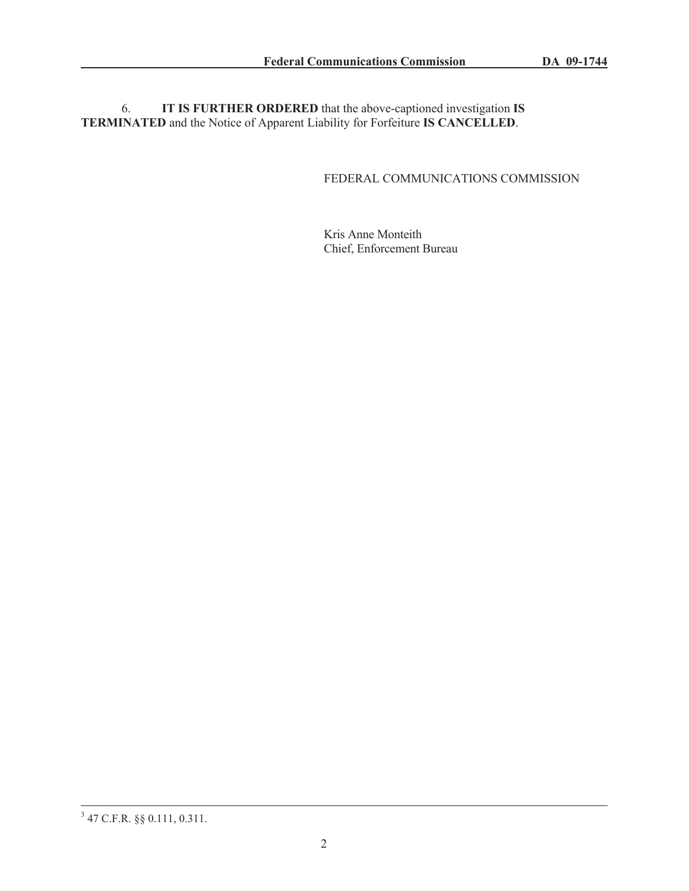6. **IT IS FURTHER ORDERED** that the above-captioned investigation **IS TERMINATED** and the Notice of Apparent Liability for Forfeiture **IS CANCELLED**.

FEDERAL COMMUNICATIONS COMMISSION

Kris Anne Monteith
Chief, Enforcement Bureau

---

[3] 47 C.F.R. §§ 0.111, 0.311.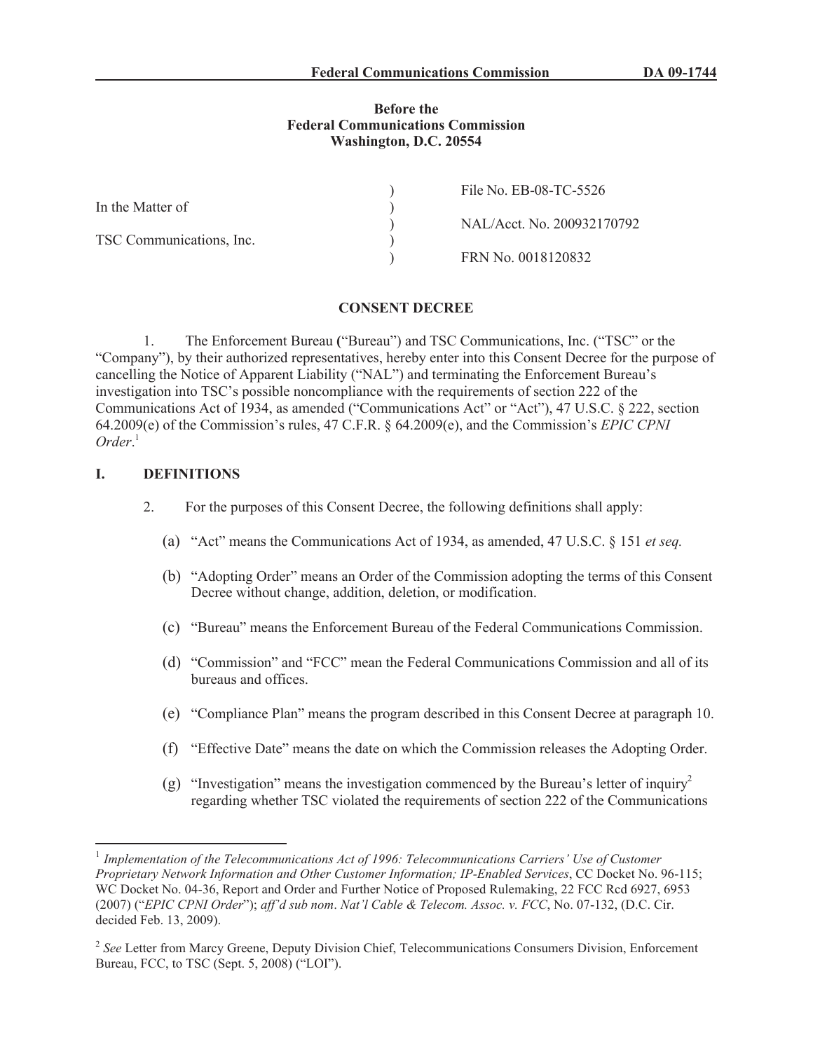Before the
**Federal Communications Commission**
Washington, D.C. 20554

| | | |
|---|---|---|
| In the Matter of | ) | File No. EB-08-TC-5526 |
| | ) | NAL/Acct. No. 200932170792 |
| TSC Communications, Inc. | ) | FRN No. 0018120832 |

## CONSENT DECREE

1. The Enforcement Bureau ("Bureau") and TSC Communications, Inc. ("TSC" or the "Company"), by their authorized representatives, hereby enter into this Consent Decree for the purpose of cancelling the Notice of Apparent Liability ("NAL") and terminating the Enforcement Bureau's investigation into TSC's possible noncompliance with the requirements of section 222 of the Communications Act of 1934, as amended ("Communications Act" or "Act"), 47 U.S.C. § 222, section 64.2009(e) of the Commission's rules, 47 C.F.R. § 64.2009(e), and the Commission's *EPIC CPNI Order*.[1]

## I. DEFINITIONS

2. For the purposes of this Consent Decree, the following definitions shall apply:

(a) "Act" means the Communications Act of 1934, as amended, 47 U.S.C. § 151 *et seq.*

(b) "Adopting Order" means an Order of the Commission adopting the terms of this Consent Decree without change, addition, deletion, or modification.

(c) "Bureau" means the Enforcement Bureau of the Federal Communications Commission.

(d) "Commission" and "FCC" mean the Federal Communications Commission and all of its bureaus and offices.

(e) "Compliance Plan" means the program described in this Consent Decree at paragraph 10.

(f) "Effective Date" means the date on which the Commission releases the Adopting Order.

(g) "Investigation" means the investigation commenced by the Bureau's letter of inquiry[2] regarding whether TSC violated the requirements of section 222 of the Communications

---

[1] *Implementation of the Telecommunications Act of 1996: Telecommunications Carriers' Use of Customer Proprietary Network Information and Other Customer Information; IP-Enabled Services*, CC Docket No. 96-115; WC Docket No. 04-36, Report and Order and Further Notice of Proposed Rulemaking, 22 FCC Rcd 6927, 6953 (2007) ("*EPIC CPNI Order*"); *aff'd sub nom*. *Nat'l Cable & Telecom. Assoc. v. FCC*, No. 07-132, (D.C. Cir. decided Feb. 13, 2009).

[2] *See* Letter from Marcy Greene, Deputy Division Chief, Telecommunications Consumers Division, Enforcement Bureau, FCC, to TSC (Sept. 5, 2008) ("LOI").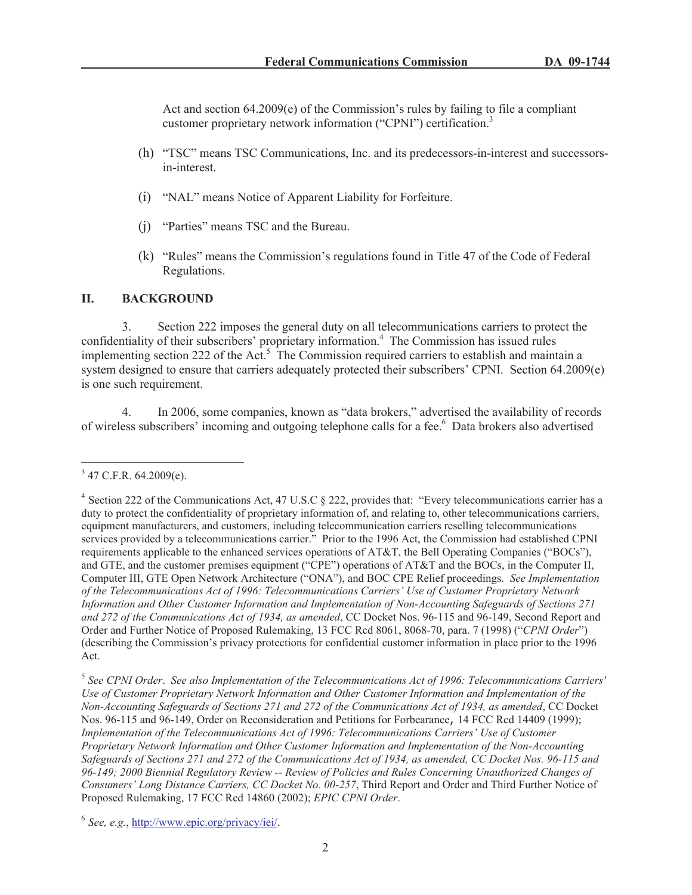Act and section 64.2009(e) of the Commission's rules by failing to file a compliant customer proprietary network information ("CPNI") certification.[3]

(h) "TSC" means TSC Communications, Inc. and its predecessors-in-interest and successors-in-interest.

(i) "NAL" means Notice of Apparent Liability for Forfeiture.

(j) "Parties" means TSC and the Bureau.

(k) "Rules" means the Commission's regulations found in Title 47 of the Code of Federal Regulations.

## II. BACKGROUND

3. Section 222 imposes the general duty on all telecommunications carriers to protect the confidentiality of their subscribers' proprietary information.[4] The Commission has issued rules implementing section 222 of the Act.[5] The Commission required carriers to establish and maintain a system designed to ensure that carriers adequately protected their subscribers' CPNI. Section 64.2009(e) is one such requirement.

4. In 2006, some companies, known as "data brokers," advertised the availability of records of wireless subscribers' incoming and outgoing telephone calls for a fee.[6] Data brokers also advertised

---

[3] 47 C.F.R. 64.2009(e).

[4] Section 222 of the Communications Act, 47 U.S.C § 222, provides that: "Every telecommunications carrier has a duty to protect the confidentiality of proprietary information of, and relating to, other telecommunications carriers, equipment manufacturers, and customers, including telecommunication carriers reselling telecommunications services provided by a telecommunications carrier." Prior to the 1996 Act, the Commission had established CPNI requirements applicable to the enhanced services operations of AT&T, the Bell Operating Companies ("BOCs"), and GTE, and the customer premises equipment ("CPE") operations of AT&T and the BOCs, in the Computer II, Computer III, GTE Open Network Architecture ("ONA"), and BOC CPE Relief proceedings. *See Implementation of the Telecommunications Act of 1996: Telecommunications Carriers' Use of Customer Proprietary Network Information and Other Customer Information and Implementation of Non-Accounting Safeguards of Sections 271 and 272 of the Communications Act of 1934, as amended*, CC Docket Nos. 96-115 and 96-149, Second Report and Order and Further Notice of Proposed Rulemaking, 13 FCC Rcd 8061, 8068-70, para. 7 (1998) ("*CPNI Order*") (describing the Commission's privacy protections for confidential customer information in place prior to the 1996 Act.

[5] *See CPNI Order*. *See also Implementation of the Telecommunications Act of 1996: Telecommunications Carriers' Use of Customer Proprietary Network Information and Other Customer Information and Implementation of the Non-Accounting Safeguards of Sections 271 and 272 of the Communications Act of 1934, as amended*, CC Docket Nos. 96-115 and 96-149, Order on Reconsideration and Petitions for Forbearance, 14 FCC Rcd 14409 (1999); *Implementation of the Telecommunications Act of 1996: Telecommunications Carriers' Use of Customer Proprietary Network Information and Other Customer Information and Implementation of the Non-Accounting Safeguards of Sections 271 and 272 of the Communications Act of 1934, as amended, CC Docket Nos. 96-115 and 96-149; 2000 Biennial Regulatory Review -- Review of Policies and Rules Concerning Unauthorized Changes of Consumers' Long Distance Carriers, CC Docket No. 00-257*, Third Report and Order and Third Further Notice of Proposed Rulemaking, 17 FCC Rcd 14860 (2002); *EPIC CPNI Order*.

[6] *See, e.g.*, http://www.epic.org/privacy/iei/.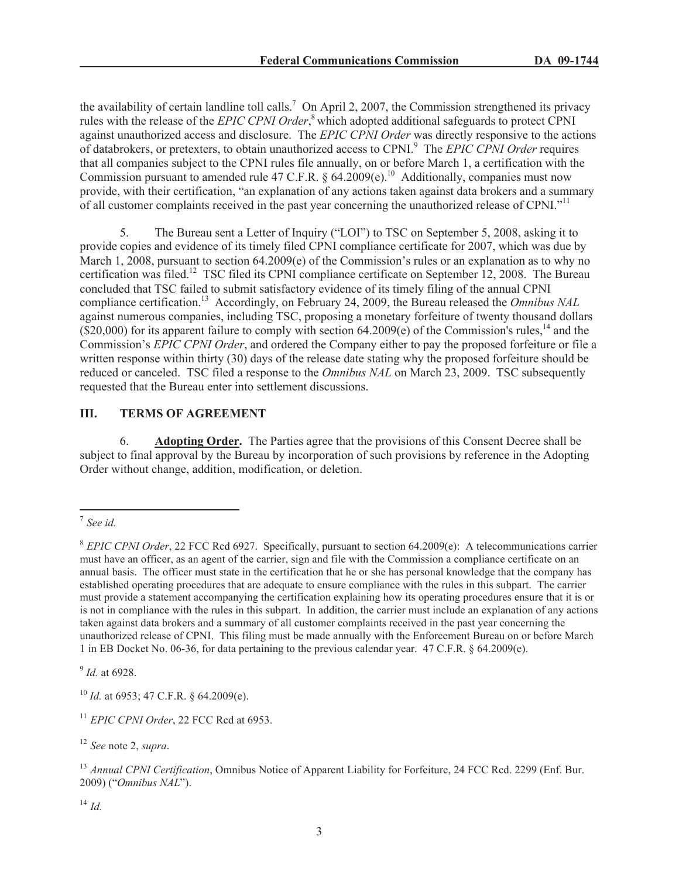the availability of certain landline toll calls.[7] On April 2, 2007, the Commission strengthened its privacy rules with the release of the *EPIC CPNI Order*,[8] which adopted additional safeguards to protect CPNI against unauthorized access and disclosure. The *EPIC CPNI Order* was directly responsive to the actions of databrokers, or pretexters, to obtain unauthorized access to CPNI.[9] The *EPIC CPNI Order* requires that all companies subject to the CPNI rules file annually, on or before March 1, a certification with the Commission pursuant to amended rule 47 C.F.R. § 64.2009(e).[10] Additionally, companies must now provide, with their certification, "an explanation of any actions taken against data brokers and a summary of all customer complaints received in the past year concerning the unauthorized release of CPNI."[11]

5. The Bureau sent a Letter of Inquiry ("LOI") to TSC on September 5, 2008, asking it to provide copies and evidence of its timely filed CPNI compliance certificate for 2007, which was due by March 1, 2008, pursuant to section 64.2009(e) of the Commission's rules or an explanation as to why no certification was filed.[12] TSC filed its CPNI compliance certificate on September 12, 2008. The Bureau concluded that TSC failed to submit satisfactory evidence of its timely filing of the annual CPNI compliance certification.[13] Accordingly, on February 24, 2009, the Bureau released the *Omnibus NAL* against numerous companies, including TSC, proposing a monetary forfeiture of twenty thousand dollars ($20,000) for its apparent failure to comply with section 64.2009(e) of the Commission's rules,[14] and the Commission's *EPIC CPNI Order*, and ordered the Company either to pay the proposed forfeiture or file a written response within thirty (30) days of the release date stating why the proposed forfeiture should be reduced or canceled. TSC filed a response to the *Omnibus NAL* on March 23, 2009. TSC subsequently requested that the Bureau enter into settlement discussions.

## III. TERMS OF AGREEMENT

6. **Adopting Order.** The Parties agree that the provisions of this Consent Decree shall be subject to final approval by the Bureau by incorporation of such provisions by reference in the Adopting Order without change, addition, modification, or deletion.

---

[7] *See id.*

[8] *EPIC CPNI Order*, 22 FCC Rcd 6927. Specifically, pursuant to section 64.2009(e): A telecommunications carrier must have an officer, as an agent of the carrier, sign and file with the Commission a compliance certificate on an annual basis. The officer must state in the certification that he or she has personal knowledge that the company has established operating procedures that are adequate to ensure compliance with the rules in this subpart. The carrier must provide a statement accompanying the certification explaining how its operating procedures ensure that it is or is not in compliance with the rules in this subpart. In addition, the carrier must include an explanation of any actions taken against data brokers and a summary of all customer complaints received in the past year concerning the unauthorized release of CPNI. This filing must be made annually with the Enforcement Bureau on or before March 1 in EB Docket No. 06-36, for data pertaining to the previous calendar year. 47 C.F.R. § 64.2009(e).

[9] *Id.* at 6928.

[10] *Id.* at 6953; 47 C.F.R. § 64.2009(e).

[11] *EPIC CPNI Order*, 22 FCC Rcd at 6953.

[12] *See* note 2, *supra*.

[13] *Annual CPNI Certification*, Omnibus Notice of Apparent Liability for Forfeiture, 24 FCC Rcd. 2299 (Enf. Bur. 2009) ("*Omnibus NAL*").

[14] *Id.*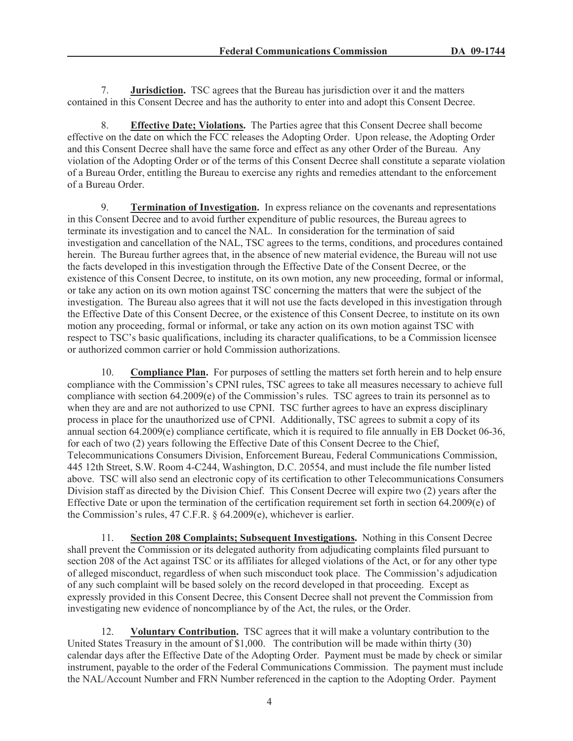7. **Jurisdiction.** TSC agrees that the Bureau has jurisdiction over it and the matters contained in this Consent Decree and has the authority to enter into and adopt this Consent Decree.

8. **Effective Date; Violations.** The Parties agree that this Consent Decree shall become effective on the date on which the FCC releases the Adopting Order. Upon release, the Adopting Order and this Consent Decree shall have the same force and effect as any other Order of the Bureau. Any violation of the Adopting Order or of the terms of this Consent Decree shall constitute a separate violation of a Bureau Order, entitling the Bureau to exercise any rights and remedies attendant to the enforcement of a Bureau Order.

9. **Termination of Investigation.** In express reliance on the covenants and representations in this Consent Decree and to avoid further expenditure of public resources, the Bureau agrees to terminate its investigation and to cancel the NAL. In consideration for the termination of said investigation and cancellation of the NAL, TSC agrees to the terms, conditions, and procedures contained herein. The Bureau further agrees that, in the absence of new material evidence, the Bureau will not use the facts developed in this investigation through the Effective Date of the Consent Decree, or the existence of this Consent Decree, to institute, on its own motion, any new proceeding, formal or informal, or take any action on its own motion against TSC concerning the matters that were the subject of the investigation. The Bureau also agrees that it will not use the facts developed in this investigation through the Effective Date of this Consent Decree, or the existence of this Consent Decree, to institute on its own motion any proceeding, formal or informal, or take any action on its own motion against TSC with respect to TSC's basic qualifications, including its character qualifications, to be a Commission licensee or authorized common carrier or hold Commission authorizations.

10. **Compliance Plan.** For purposes of settling the matters set forth herein and to help ensure compliance with the Commission's CPNI rules, TSC agrees to take all measures necessary to achieve full compliance with section 64.2009(e) of the Commission's rules. TSC agrees to train its personnel as to when they are and are not authorized to use CPNI. TSC further agrees to have an express disciplinary process in place for the unauthorized use of CPNI. Additionally, TSC agrees to submit a copy of its annual section 64.2009(e) compliance certificate, which it is required to file annually in EB Docket 06-36, for each of two (2) years following the Effective Date of this Consent Decree to the Chief, Telecommunications Consumers Division, Enforcement Bureau, Federal Communications Commission, 445 12th Street, S.W. Room 4-C244, Washington, D.C. 20554, and must include the file number listed above. TSC will also send an electronic copy of its certification to other Telecommunications Consumers Division staff as directed by the Division Chief. This Consent Decree will expire two (2) years after the Effective Date or upon the termination of the certification requirement set forth in section 64.2009(e) of the Commission's rules, 47 C.F.R. § 64.2009(e), whichever is earlier.

11. **Section 208 Complaints; Subsequent Investigations.** Nothing in this Consent Decree shall prevent the Commission or its delegated authority from adjudicating complaints filed pursuant to section 208 of the Act against TSC or its affiliates for alleged violations of the Act, or for any other type of alleged misconduct, regardless of when such misconduct took place. The Commission's adjudication of any such complaint will be based solely on the record developed in that proceeding. Except as expressly provided in this Consent Decree, this Consent Decree shall not prevent the Commission from investigating new evidence of noncompliance by of the Act, the rules, or the Order.

12. **Voluntary Contribution.** TSC agrees that it will make a voluntary contribution to the United States Treasury in the amount of $1,000. The contribution will be made within thirty (30) calendar days after the Effective Date of the Adopting Order. Payment must be made by check or similar instrument, payable to the order of the Federal Communications Commission. The payment must include the NAL/Account Number and FRN Number referenced in the caption to the Adopting Order. Payment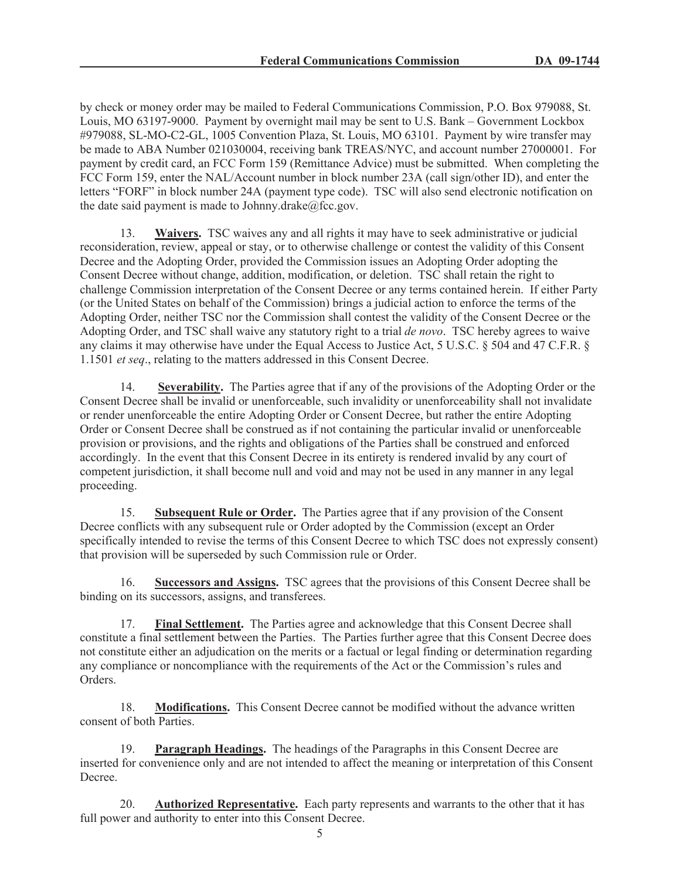by check or money order may be mailed to Federal Communications Commission, P.O. Box 979088, St. Louis, MO 63197-9000. Payment by overnight mail may be sent to U.S. Bank – Government Lockbox #979088, SL-MO-C2-GL, 1005 Convention Plaza, St. Louis, MO 63101. Payment by wire transfer may be made to ABA Number 021030004, receiving bank TREAS/NYC, and account number 27000001. For payment by credit card, an FCC Form 159 (Remittance Advice) must be submitted. When completing the FCC Form 159, enter the NAL/Account number in block number 23A (call sign/other ID), and enter the letters "FORF" in block number 24A (payment type code). TSC will also send electronic notification on the date said payment is made to Johnny.drake@fcc.gov.

13. **Waivers.** TSC waives any and all rights it may have to seek administrative or judicial reconsideration, review, appeal or stay, or to otherwise challenge or contest the validity of this Consent Decree and the Adopting Order, provided the Commission issues an Adopting Order adopting the Consent Decree without change, addition, modification, or deletion. TSC shall retain the right to challenge Commission interpretation of the Consent Decree or any terms contained herein. If either Party (or the United States on behalf of the Commission) brings a judicial action to enforce the terms of the Adopting Order, neither TSC nor the Commission shall contest the validity of the Consent Decree or the Adopting Order, and TSC shall waive any statutory right to a trial *de novo*. TSC hereby agrees to waive any claims it may otherwise have under the Equal Access to Justice Act, 5 U.S.C. § 504 and 47 C.F.R. § 1.1501 *et seq*., relating to the matters addressed in this Consent Decree.

14. **Severability.** The Parties agree that if any of the provisions of the Adopting Order or the Consent Decree shall be invalid or unenforceable, such invalidity or unenforceability shall not invalidate or render unenforceable the entire Adopting Order or Consent Decree, but rather the entire Adopting Order or Consent Decree shall be construed as if not containing the particular invalid or unenforceable provision or provisions, and the rights and obligations of the Parties shall be construed and enforced accordingly. In the event that this Consent Decree in its entirety is rendered invalid by any court of competent jurisdiction, it shall become null and void and may not be used in any manner in any legal proceeding.

15. **Subsequent Rule or Order.** The Parties agree that if any provision of the Consent Decree conflicts with any subsequent rule or Order adopted by the Commission (except an Order specifically intended to revise the terms of this Consent Decree to which TSC does not expressly consent) that provision will be superseded by such Commission rule or Order.

16. **Successors and Assigns.** TSC agrees that the provisions of this Consent Decree shall be binding on its successors, assigns, and transferees.

17. **Final Settlement.** The Parties agree and acknowledge that this Consent Decree shall constitute a final settlement between the Parties. The Parties further agree that this Consent Decree does not constitute either an adjudication on the merits or a factual or legal finding or determination regarding any compliance or noncompliance with the requirements of the Act or the Commission's rules and Orders.

18. **Modifications.** This Consent Decree cannot be modified without the advance written consent of both Parties.

19. **Paragraph Headings.** The headings of the Paragraphs in this Consent Decree are inserted for convenience only and are not intended to affect the meaning or interpretation of this Consent Decree.

20. **Authorized Representative.** Each party represents and warrants to the other that it has full power and authority to enter into this Consent Decree.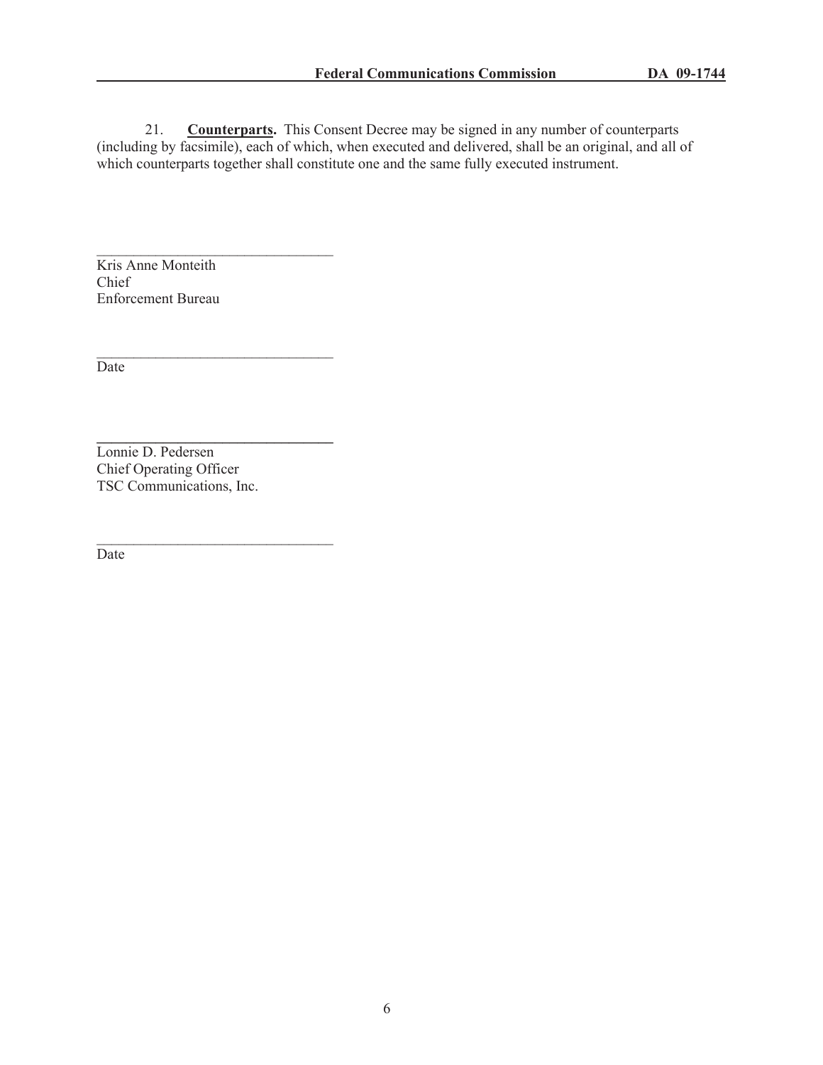21. **Counterparts.** This Consent Decree may be signed in any number of counterparts (including by facsimile), each of which, when executed and delivered, shall be an original, and all of which counterparts together shall constitute one and the same fully executed instrument.

\_\_\_\_\_\_\_\_\_\_\_\_\_\_\_\_\_\_\_\_\_\_\_\_\_\_\_\_\_\_\_\_
Kris Anne Monteith
Chief
Enforcement Bureau

\_\_\_\_\_\_\_\_\_\_\_\_\_\_\_\_\_\_\_\_\_\_\_\_\_\_\_\_\_\_\_\_
Date

\_\_\_\_\_\_\_\_\_\_\_\_\_\_\_\_\_\_\_\_\_\_\_\_\_\_\_\_\_\_\_\_
Lonnie D. Pedersen
Chief Operating Officer
TSC Communications, Inc.

\_\_\_\_\_\_\_\_\_\_\_\_\_\_\_\_\_\_\_\_\_\_\_\_\_\_\_\_\_\_\_\_
Date